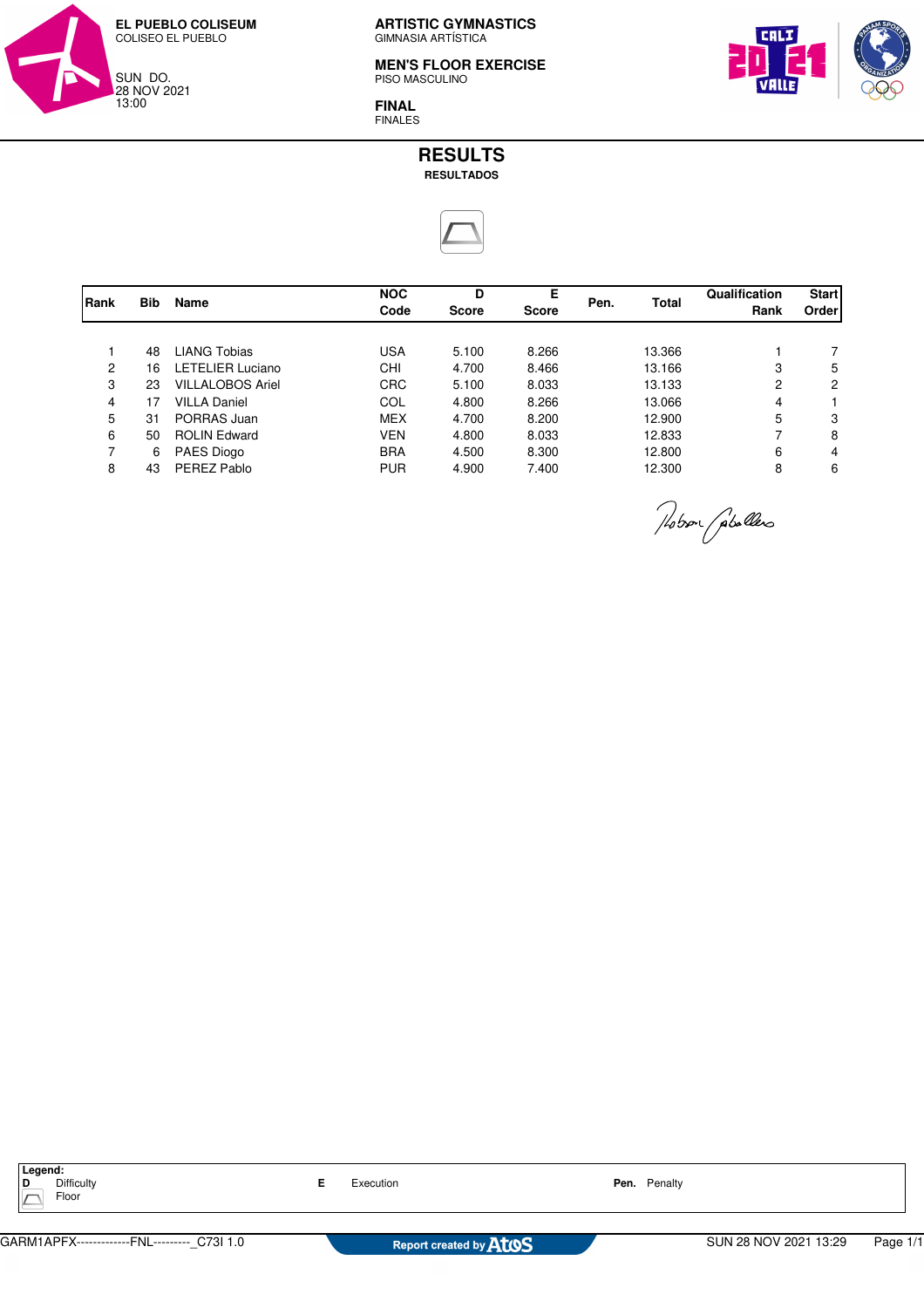**EL PUEBLO COLISEUM**
COLISEO EL PUEBLO

SUN DO.
28 NOV 2021
13:00

**ARTISTIC GYMNASTICS**
GIMNASIA ARTÍSTICA

**MEN'S FLOOR EXERCISE**
PISO MASCULINO

**FINAL**
FINALES

# RESULTS

**RESULTADOS**

| Rank | Bib | Name | NOC Code | D Score | E Score | Pen. | Total | Qualification Rank | Start Order |
|---|---|---|---|---|---|---|---|---|---|
| 1 | 48 | LIANG Tobias | USA | 5.100 | 8.266 | | 13.366 | 1 | 7 |
| 2 | 16 | LETELIER Luciano | CHI | 4.700 | 8.466 | | 13.166 | 3 | 5 |
| 3 | 23 | VILLALOBOS Ariel | CRC | 5.100 | 8.033 | | 13.133 | 2 | 2 |
| 4 | 17 | VILLA Daniel | COL | 4.800 | 8.266 | | 13.066 | 4 | 1 |
| 5 | 31 | PORRAS Juan | MEX | 4.700 | 8.200 | | 12.900 | 5 | 3 |
| 6 | 50 | ROLIN Edward | VEN | 4.800 | 8.033 | | 12.833 | 7 | 8 |
| 7 | 6 | PAES Diogo | BRA | 4.500 | 8.300 | | 12.800 | 6 | 4 |
| 8 | 43 | PEREZ Pablo | PUR | 4.900 | 7.400 | | 12.300 | 8 | 6 |

**Legend:**

| | | | | | |
|---|---|---|---|---|---|
| **D** | Difficulty | **E** | Execution | **Pen.** | Penalty |
| | Floor | | | | |

GARM1APFX------------FNL---------_C73I 1.0 Report created by Atos SUN 28 NOV 2021 13:29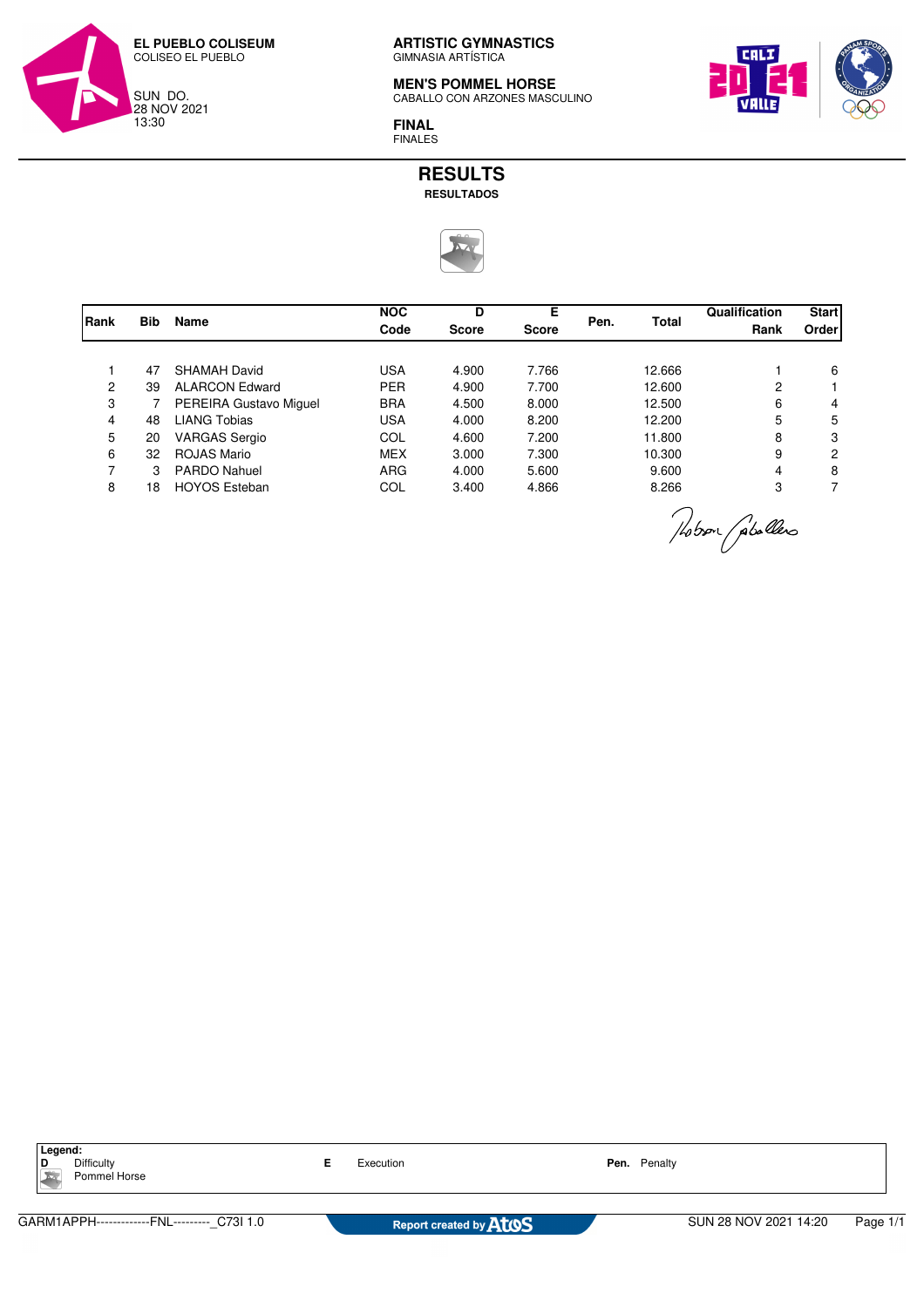**EL PUEBLO COLISEUM**
COLISEO EL PUEBLO

SUN DO.
28 NOV 2021
13:30

**ARTISTIC GYMNASTICS**
GIMNASIA ARTÍSTICA

**MEN'S POMMEL HORSE**
CABALLO CON ARZONES MASCULINO

**FINAL**
FINALES

# RESULTS
**RESULTADOS**

| Rank | Bib | Name | NOC Code | D Score | E Score | Pen. | Total | Qualification Rank | Start Order |
|---|---|---|---|---|---|---|---|---|---|
| 1 | 47 | SHAMAH David | USA | 4.900 | 7.766 | | 12.666 | 1 | 6 |
| 2 | 39 | ALARCON Edward | PER | 4.900 | 7.700 | | 12.600 | 2 | 1 |
| 3 | 7 | PEREIRA Gustavo Miguel | BRA | 4.500 | 8.000 | | 12.500 | 6 | 4 |
| 4 | 48 | LIANG Tobias | USA | 4.000 | 8.200 | | 12.200 | 5 | 5 |
| 5 | 20 | VARGAS Sergio | COL | 4.600 | 7.200 | | 11.800 | 8 | 3 |
| 6 | 32 | ROJAS Mario | MEX | 3.000 | 7.300 | | 10.300 | 9 | 2 |
| 7 | 3 | PARDO Nahuel | ARG | 4.000 | 5.600 | | 9.600 | 4 | 8 |
| 8 | 18 | HOYOS Esteban | COL | 3.400 | 4.866 | | 8.266 | 3 | 7 |

**Legend:**
**D** Difficulty
Pommel Horse
**E** Execution
**Pen.** Penalty

GARM1APPH-------------FNL---------_C73I 1.0 — Report created by Atos — SUN 28 NOV 2021 14:20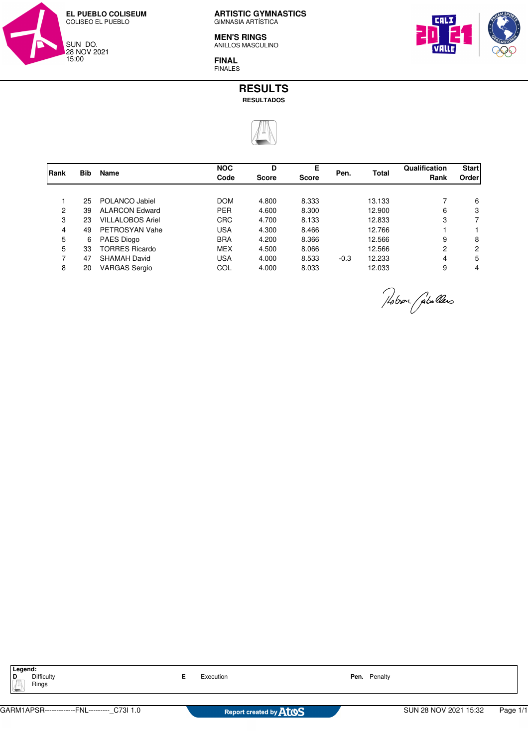**EL PUEBLO COLISEUM**
COLISEO EL PUEBLO

SUN DO.
28 NOV 2021
15:00

**ARTISTIC GYMNASTICS**
GIMNASIA ARTÍSTICA

**MEN'S RINGS**
ANILLOS MASCULINO

**FINAL**
FINALES

# RESULTS
**RESULTADOS**

| Rank | Bib | Name | NOC Code | D Score | E Score | Pen. | Total | Qualification Rank | Start Order |
|---|---|---|---|---|---|---|---|---|---|
| 1 | 25 | POLANCO Jabiel | DOM | 4.800 | 8.333 | | 13.133 | 7 | 6 |
| 2 | 39 | ALARCON Edward | PER | 4.600 | 8.300 | | 12.900 | 6 | 3 |
| 3 | 23 | VILLALOBOS Ariel | CRC | 4.700 | 8.133 | | 12.833 | 3 | 7 |
| 4 | 49 | PETROSYAN Vahe | USA | 4.300 | 8.466 | | 12.766 | 1 | 1 |
| 5 | 6 | PAES Diogo | BRA | 4.200 | 8.366 | | 12.566 | 9 | 8 |
| 5 | 33 | TORRES Ricardo | MEX | 4.500 | 8.066 | | 12.566 | 2 | 2 |
| 7 | 47 | SHAMAH David | USA | 4.000 | 8.533 | -0.3 | 12.233 | 4 | 5 |
| 8 | 20 | VARGAS Sergio | COL | 4.000 | 8.033 | | 12.033 | 9 | 4 |

**Legend:**
**D** Difficulty
Rings
**E** Execution
**Pen.** Penalty

GARM1APSR------------FNL---------_C73I 1.0 Report created by Atos SUN 28 NOV 2021 15:32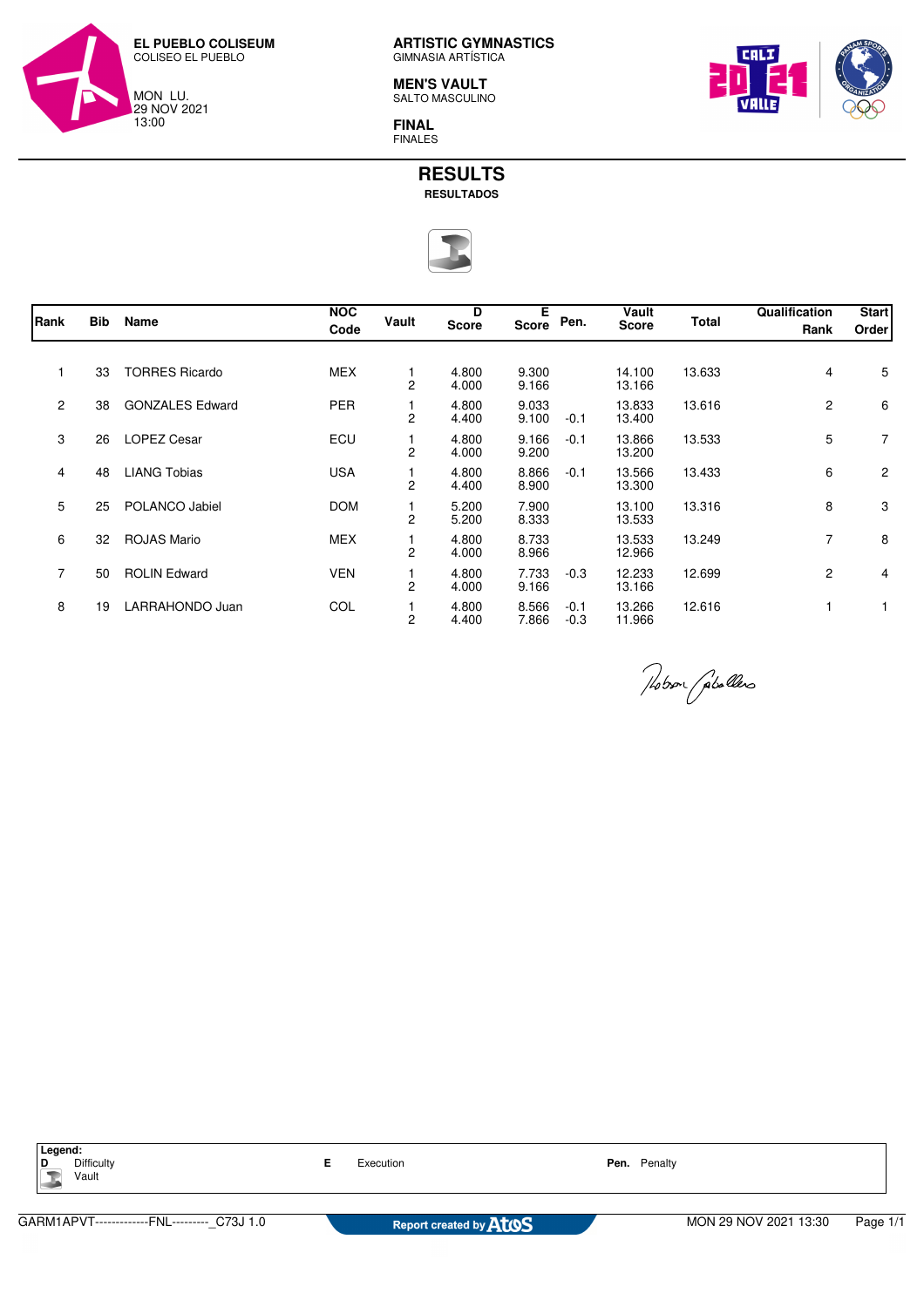**EL PUEBLO COLISEUM**
COLISEO EL PUEBLO

MON LU.
29 NOV 2021
13:00

**ARTISTIC GYMNASTICS**
GIMNASIA ARTÍSTICA

**MEN'S VAULT**
SALTO MASCULINO

**FINAL**
FINALES

# RESULTS
**RESULTADOS**

| Rank | Bib | Name | NOC Code | Vault | D Score | E Score | Pen. | Vault Score | Total | Qualification Rank | Start Order |
|---|---|---|---|---|---|---|---|---|---|---|---|
| 1 | 33 | TORRES Ricardo | MEX | 1 | 4.800 | 9.300 | | 14.100 | 13.633 | 4 | 5 |
| | | | | 2 | 4.000 | 9.166 | | 13.166 | | | |
| 2 | 38 | GONZALES Edward | PER | 1 | 4.800 | 9.033 | | 13.833 | 13.616 | 2 | 6 |
| | | | | 2 | 4.400 | 9.100 | -0.1 | 13.400 | | | |
| 3 | 26 | LOPEZ Cesar | ECU | 1 | 4.800 | 9.166 | -0.1 | 13.866 | 13.533 | 5 | 7 |
| | | | | 2 | 4.000 | 9.200 | | 13.200 | | | |
| 4 | 48 | LIANG Tobias | USA | 1 | 4.800 | 8.866 | -0.1 | 13.566 | 13.433 | 6 | 2 |
| | | | | 2 | 4.400 | 8.900 | | 13.300 | | | |
| 5 | 25 | POLANCO Jabiel | DOM | 1 | 5.200 | 7.900 | | 13.100 | 13.316 | 8 | 3 |
| | | | | 2 | 5.200 | 8.333 | | 13.533 | | | |
| 6 | 32 | ROJAS Mario | MEX | 1 | 4.800 | 8.733 | | 13.533 | 13.249 | 7 | 8 |
| | | | | 2 | 4.000 | 8.966 | | 12.966 | | | |
| 7 | 50 | ROLIN Edward | VEN | 1 | 4.800 | 7.733 | -0.3 | 12.233 | 12.699 | 2 | 4 |
| | | | | 2 | 4.000 | 9.166 | | 13.166 | | | |
| 8 | 19 | LARRAHONDO Juan | COL | 1 | 4.800 | 8.566 | -0.1 | 13.266 | 12.616 | 1 | 1 |
| | | | | 2 | 4.400 | 7.866 | -0.3 | 11.966 | | | |

**Legend:**
**D** Difficulty
Vault
**E** Execution
**Pen.** Penalty

GARM1APVT--------------FNL---------_C73J 1.0 — Report created by Atos — MON 29 NOV 2021 13:30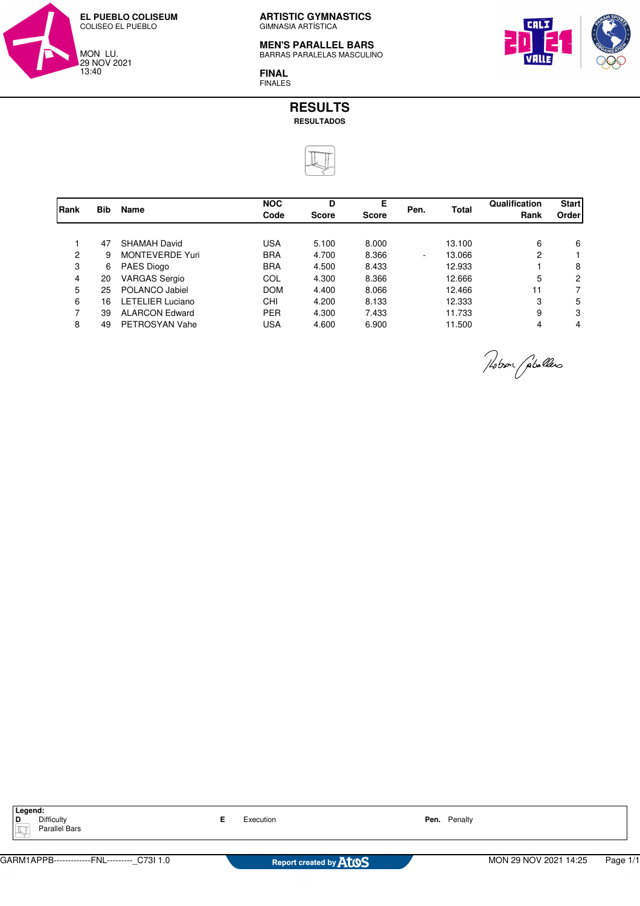**EL PUEBLO COLISEUM**
COLISEO EL PUEBLO

MON LU.
29 NOV 2021
13:40

**ARTISTIC GYMNASTICS**
GIMNASIA ARTÍSTICA

**MEN'S PARALLEL BARS**
BARRAS PARALELAS MASCULINO

**FINAL**
FINALES

# RESULTS
**RESULTADOS**

| Rank | Bib | Name | NOC Code | D Score | E Score | Pen. | Total | Qualification Rank | Start Order |
|---|---|---|---|---|---|---|---|---|---|
| 1 | 47 | SHAMAH David | USA | 5.100 | 8.000 | | 13.100 | 6 | 6 |
| 2 | 9 | MONTEVERDE Yuri | BRA | 4.700 | 8.366 | - | 13.066 | 2 | 1 |
| 3 | 6 | PAES Diogo | BRA | 4.500 | 8.433 | | 12.933 | 1 | 8 |
| 4 | 20 | VARGAS Sergio | COL | 4.300 | 8.366 | | 12.666 | 5 | 2 |
| 5 | 25 | POLANCO Jabiel | DOM | 4.400 | 8.066 | | 12.466 | 11 | 7 |
| 6 | 16 | LETELIER Luciano | CHI | 4.200 | 8.133 | | 12.333 | 3 | 5 |
| 7 | 39 | ALARCON Edward | PER | 4.300 | 7.433 | | 11.733 | 9 | 3 |
| 8 | 49 | PETROSYAN Vahe | USA | 4.600 | 6.900 | | 11.500 | 4 | 4 |

**Legend:**
**D** Difficulty
Parallel Bars
**E** Execution
**Pen.** Penalty

GARM1APPB------------FNL---------_C73I 1.0 | Report created by Atos | MON 29 NOV 2021 14:25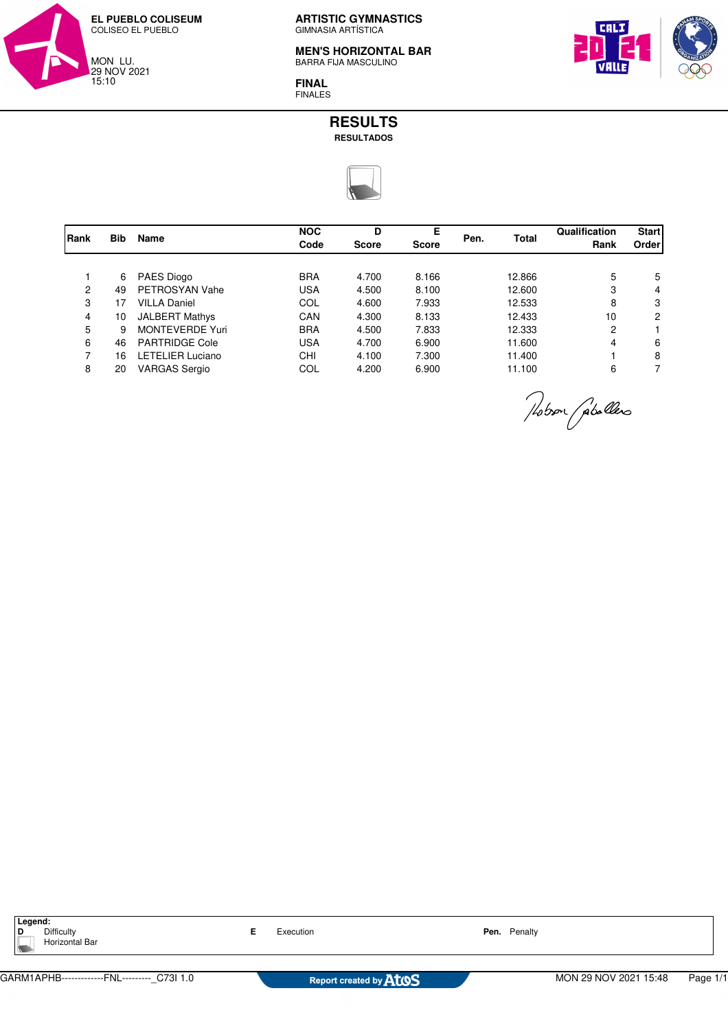EL PUEBLO COLISEUM
COLISEO EL PUEBLO

MON LU.
29 NOV 2021
15:10

# ARTISTIC GYMNASTICS
GIMNASIA ARTÍSTICA

## MEN'S HORIZONTAL BAR
BARRA FIJA MASCULINO

## FINAL
FINALES

# RESULTS
**RESULTADOS**

| Rank | Bib | Name | NOC Code | D Score | E Score | Pen. | Total | Qualification Rank | Start Order |
|---|---|---|---|---|---|---|---|---|---|
| 1 | 6 | PAES Diogo | BRA | 4.700 | 8.166 | | 12.866 | 5 | 5 |
| 2 | 49 | PETROSYAN Vahe | USA | 4.500 | 8.100 | | 12.600 | 3 | 4 |
| 3 | 17 | VILLA Daniel | COL | 4.600 | 7.933 | | 12.533 | 8 | 3 |
| 4 | 10 | JALBERT Mathys | CAN | 4.300 | 8.133 | | 12.433 | 10 | 2 |
| 5 | 9 | MONTEVERDE Yuri | BRA | 4.500 | 7.833 | | 12.333 | 2 | 1 |
| 6 | 46 | PARTRIDGE Cole | USA | 4.700 | 6.900 | | 11.600 | 4 | 6 |
| 7 | 16 | LETELIER Luciano | CHI | 4.100 | 7.300 | | 11.400 | 1 | 8 |
| 8 | 20 | VARGAS Sergio | COL | 4.200 | 6.900 | | 11.100 | 6 | 7 |

**Legend:**
**D** Difficulty
Horizontal Bar
**E** Execution
**Pen.** Penalty

GARM1APHB------------FNL---------_C73I 1.0
Report created by Atos
MON 29 NOV 2021 15:48